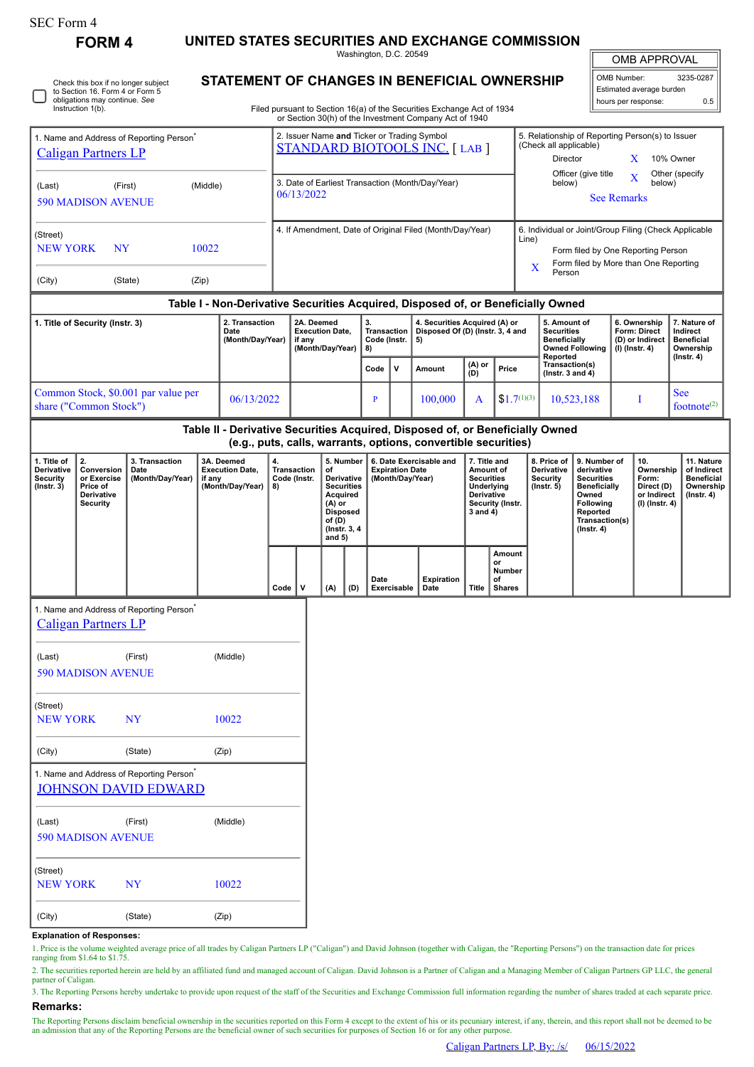SEC Form 4

# FORM 4

## UNITED STATES SECURITIES AND EXCHANGE COMMISSION

Washington, D.C. 20549

## STATEMENT OF CHANGES IN BENEFICIAL OWNERSHIP

Filed pursuant to Section 16(a) of the Securities Exchange Act of 1934 or Section 30(h) of the Investment Company Act of 1940

| OMB APPROVAL | |
|---|---|
| OMB Number: | 3235-0287 |
| Estimated average burden | |
| hours per response: | 0.5 |

☐ Check this box if no longer subject to Section 16. Form 4 or Form 5 obligations may continue. *See* Instruction 1(b).

**1. Name and Address of Reporting Person***
Caligan Partners LP

(Last) (First) (Middle)
590 MADISON AVENUE

(Street)
NEW YORK NY 10022

(City) (State) (Zip)

**2. Issuer Name and Ticker or Trading Symbol**
STANDARD BIOTOOLS INC. [ LAB ]

**3. Date of Earliest Transaction (Month/Day/Year)**
06/13/2022

**4. If Amendment, Date of Original Filed (Month/Day/Year)**

**5. Relationship of Reporting Person(s) to Issuer (Check all applicable)**
Director
X 10% Owner
Officer (give title below)
X Other (specify below)
See Remarks

**6. Individual or Joint/Group Filing (Check Applicable Line)**
Form filed by One Reporting Person
X Form filed by More than One Reporting Person

### Table I - Non-Derivative Securities Acquired, Disposed of, or Beneficially Owned

| 1. Title of Security (Instr. 3) | 2. Transaction Date (Month/Day/Year) | 2A. Deemed Execution Date, if any (Month/Day/Year) | 3. Transaction Code (Instr. 8) | | 4. Securities Acquired (A) or Disposed Of (D) (Instr. 3, 4 and 5) | | | 5. Amount of Securities Beneficially Owned Following Reported Transaction(s) (Instr. 3 and 4) | 6. Ownership Form: Direct (D) or Indirect (I) (Instr. 4) | 7. Nature of Indirect Beneficial Ownership (Instr. 4) |
|---|---|---|---|---|---|---|---|---|---|---|
| | | | Code | V | Amount | (A) or (D) | Price | | | |
| Common Stock, $0.001 par value per share ("Common Stock") | 06/13/2022 | | P | | 100,000 | A | $1.7[1][3] | 10,523,188 | I | See footnote[2] |

### Table II - Derivative Securities Acquired, Disposed of, or Beneficially Owned (e.g., puts, calls, warrants, options, convertible securities)

| 1. Title of Derivative Security (Instr. 3) | 2. Conversion or Exercise Price of Derivative Security | 3. Transaction Date (Month/Day/Year) | 3A. Deemed Execution Date, if any (Month/Day/Year) | 4. Transaction Code (Instr. 8) | | 5. Number of Derivative Securities Acquired (A) or Disposed of (D) (Instr. 3, 4 and 5) | | 6. Date Exercisable and Expiration Date (Month/Day/Year) | | 7. Title and Amount of Securities Underlying Derivative Security (Instr. 3 and 4) | | 8. Price of Derivative Security (Instr. 5) | 9. Number of derivative Securities Beneficially Owned Following Reported Transaction(s) (Instr. 4) | 10. Ownership Form: Direct (D) or Indirect (I) (Instr. 4) | 11. Nature of Indirect Beneficial Ownership (Instr. 4) |
|---|---|---|---|---|---|---|---|---|---|---|---|---|---|---|---|
| | | | | Code | V | (A) | (D) | Date Exercisable | Expiration Date | Title | Amount or Number of Shares | | | | |

**1. Name and Address of Reporting Person***
Caligan Partners LP

(Last) (First) (Middle)
590 MADISON AVENUE

(Street)
NEW YORK NY 10022

(City) (State) (Zip)

**1. Name and Address of Reporting Person***
JOHNSON DAVID EDWARD

(Last) (First) (Middle)
590 MADISON AVENUE

(Street)
NEW YORK NY 10022

(City) (State) (Zip)

**Explanation of Responses:**

1. Price is the volume weighted average price of all trades by Caligan Partners LP ("Caligan") and David Johnson (together with Caligan, the "Reporting Persons") on the transaction date for prices ranging from $1.64 to $1.75.

2. The securities reported herein are held by an affiliated fund and managed account of Caligan. David Johnson is a Partner of Caligan and a Managing Member of Caligan Partners GP LLC, the general partner of Caligan.

3. The Reporting Persons hereby undertake to provide upon request of the staff of the Securities and Exchange Commission full information regarding the number of shares traded at each separate price.

**Remarks:**

The Reporting Persons disclaim beneficial ownership in the securities reported on this Form 4 except to the extent of his or its pecuniary interest, if any, therein, and this report shall not be deemed to be an admission that any of the Reporting Persons are the beneficial owner of such securities for purposes of Section 16 or for any other purpose.

Caligan Partners LP, By: /s/ 06/15/2022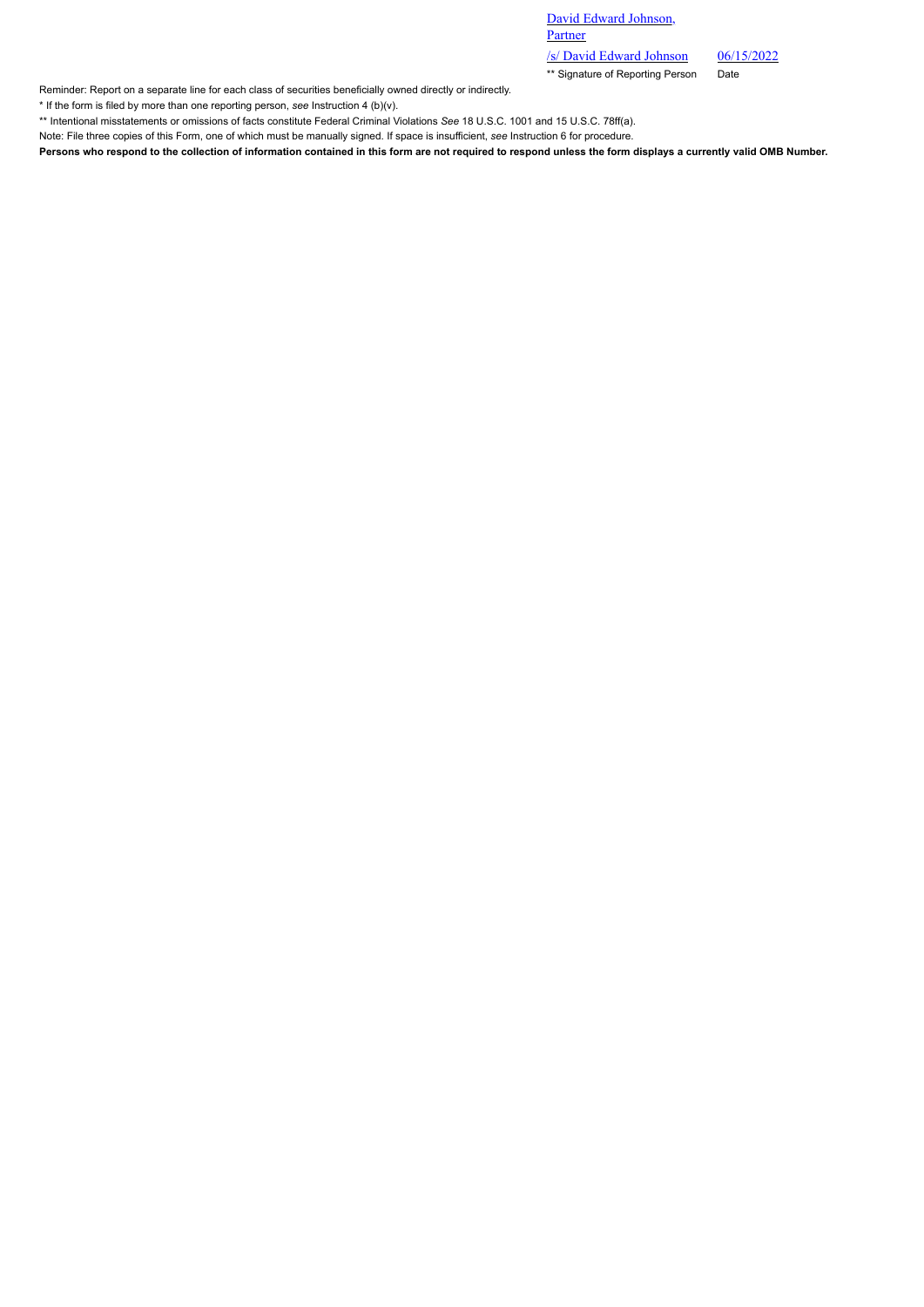David Edward Johnson, Partner

/s/ David Edward Johnson 06/15/2022

** Signature of Reporting Person Date

Reminder: Report on a separate line for each class of securities beneficially owned directly or indirectly.

* If the form is filed by more than one reporting person, *see* Instruction 4 (b)(v).

** Intentional misstatements or omissions of facts constitute Federal Criminal Violations *See* 18 U.S.C. 1001 and 15 U.S.C. 78ff(a).

Note: File three copies of this Form, one of which must be manually signed. If space is insufficient, *see* Instruction 6 for procedure.

**Persons who respond to the collection of information contained in this form are not required to respond unless the form displays a currently valid OMB Number.**